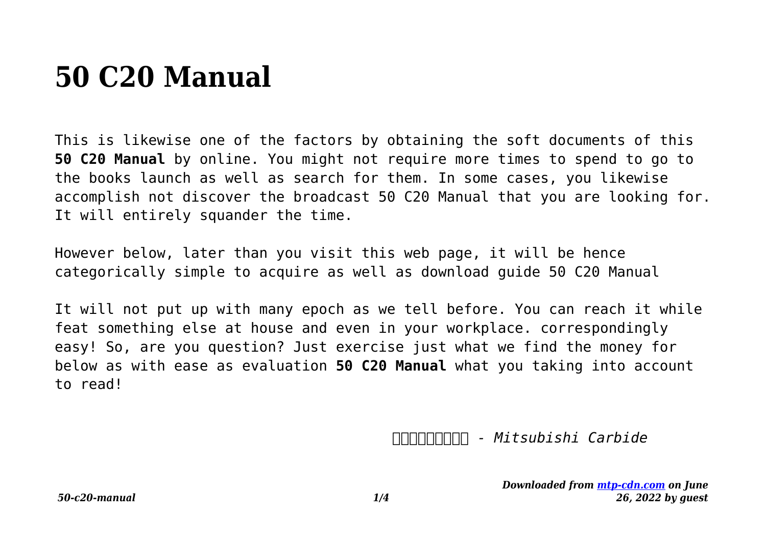# 50 C20 Manual

This is likewise one of the factors by obtaining the soft documents of this **50 C20 Manual** by online. You might not require more times to spend to go to the books launch as well as search for them. In some cases, you likewise accomplish not discover the broadcast 50 C20 Manual that you are looking for. It will entirely squander the time.

However below, later than you visit this web page, it will be hence categorically simple to acquire as well as download guide 50 C20 Manual

It will not put up with many epoch as we tell before. You can reach it while feat something else at house and even in your workplace. correspondingly easy! So, are you question? Just exercise just what we find the money for below as with ease as evaluation **50 C20 Manual** what you taking into account to read!

*□□□□□□□□□ - Mitsubishi Carbide*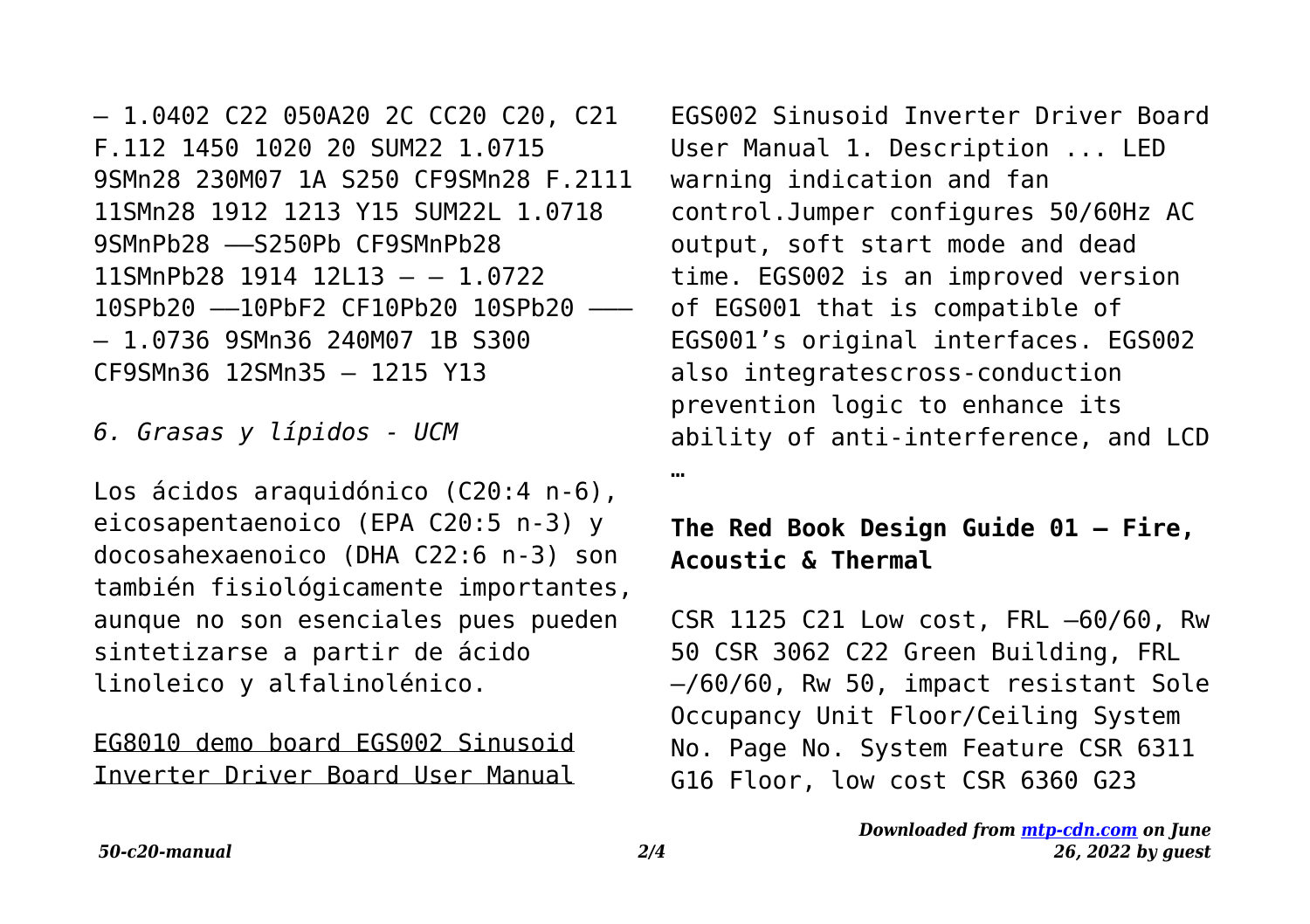– 1.0402 C22 050A20 2C CC20 C20, C21 F.112 1450 1020 20 SUM22 1.0715 9SMn28 230M07 1A S250 CF9SMn28 F.2111 11SMn28 1912 1213 Y15 SUM22L 1.0718 9SMnPb28 ——S250Pb CF9SMnPb28 11SMnPb28 1914 12L13 – – 1.0722 10SPb20 ——10PbF2 CF10Pb20 10SPb20 ——— – 1.0736 9SMn36 240M07 1B S300 CF9SMn36 12SMn35 – 1215 Y13

*6. Grasas y lípidos - UCM*

Los ácidos araquidónico (C20:4 n-6), eicosapentaenoico (EPA C20:5 n-3) y docosahexaenoico (DHA C22:6 n-3) son también fisiológicamente importantes, aunque no son esenciales pues pueden sintetizarse a partir de ácido linoleico y alfalinolénico.

EG8010 demo board EGS002 Sinusoid Inverter Driver Board User Manual

EGS002 Sinusoid Inverter Driver Board User Manual 1. Description ... LED warning indication and fan control.Jumper configures 50/60Hz AC output, soft start mode and dead time. EGS002 is an improved version of EGS001 that is compatible of EGS001's original interfaces. EGS002 also integratescross-conduction prevention logic to enhance its ability of anti-interference, and LCD …

**The Red Book Design Guide 01 – Fire, Acoustic & Thermal**

CSR 1125 C21 Low cost, FRL –60/60, Rw 50 CSR 3062 C22 Green Building, FRL –/60/60, Rw 50, impact resistant Sole Occupancy Unit Floor/Ceiling System No. Page No. System Feature CSR 6311 G16 Floor, low cost CSR 6360 G23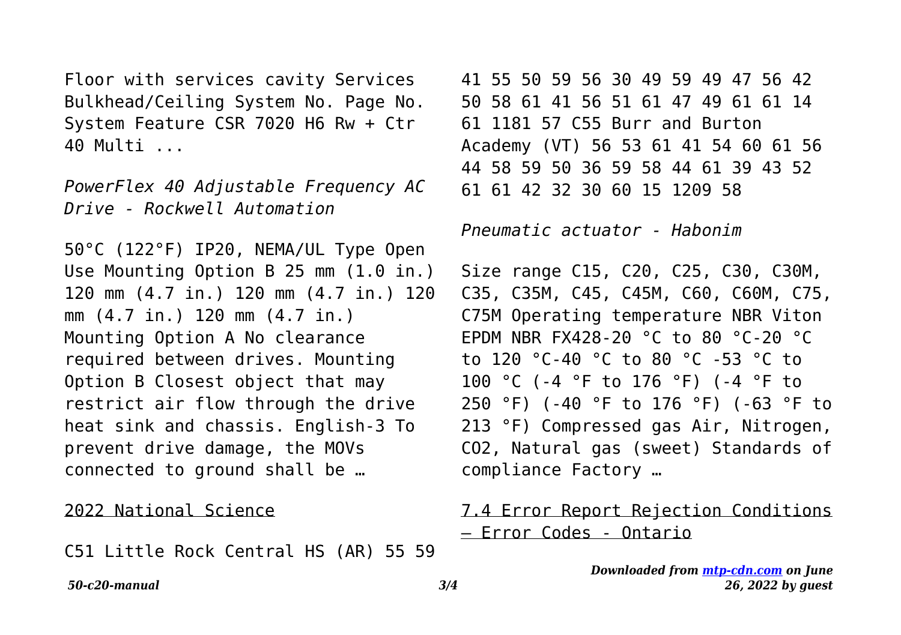Floor with services cavity Services Bulkhead/Ceiling System No. Page No. System Feature CSR 7020 H6 Rw + Ctr 40 Multi ...

*PowerFlex 40 Adjustable Frequency AC Drive - Rockwell Automation*

50°C (122°F) IP20, NEMA/UL Type Open Use Mounting Option B 25 mm (1.0 in.) 120 mm (4.7 in.) 120 mm (4.7 in.) 120 mm (4.7 in.) 120 mm (4.7 in.) Mounting Option A No clearance required between drives. Mounting Option B Closest object that may restrict air flow through the drive heat sink and chassis. English-3 To prevent drive damage, the MOVs connected to ground shall be …

2022 National Science

C51 Little Rock Central HS (AR) 55 59 41 55 50 59 56 30 49 59 49 47 56 42 50 58 61 41 56 51 61 47 49 61 61 14 61 1181 57 C55 Burr and Burton Academy (VT) 56 53 61 41 54 60 61 56 44 58 59 50 36 59 58 44 61 39 43 52 61 61 42 32 30 60 15 1209 58

*Pneumatic actuator - Habonim*

Size range C15, C20, C25, C30, C30M, C35, C35M, C45, C45M, C60, C60M, C75, C75M Operating temperature NBR Viton EPDM NBR FX428-20 °C to 80 °C-20 °C to 120 °C-40 °C to 80 °C -53 °C to 100 °C (-4 °F to 176 °F) (-4 °F to 250 °F) (-40 °F to 176 °F) (-63 °F to 213 °F) Compressed gas Air, Nitrogen, $CO_2$, Natural gas (sweet) Standards of compliance Factory …

7.4 Error Report Rejection Conditions – Error Codes - Ontario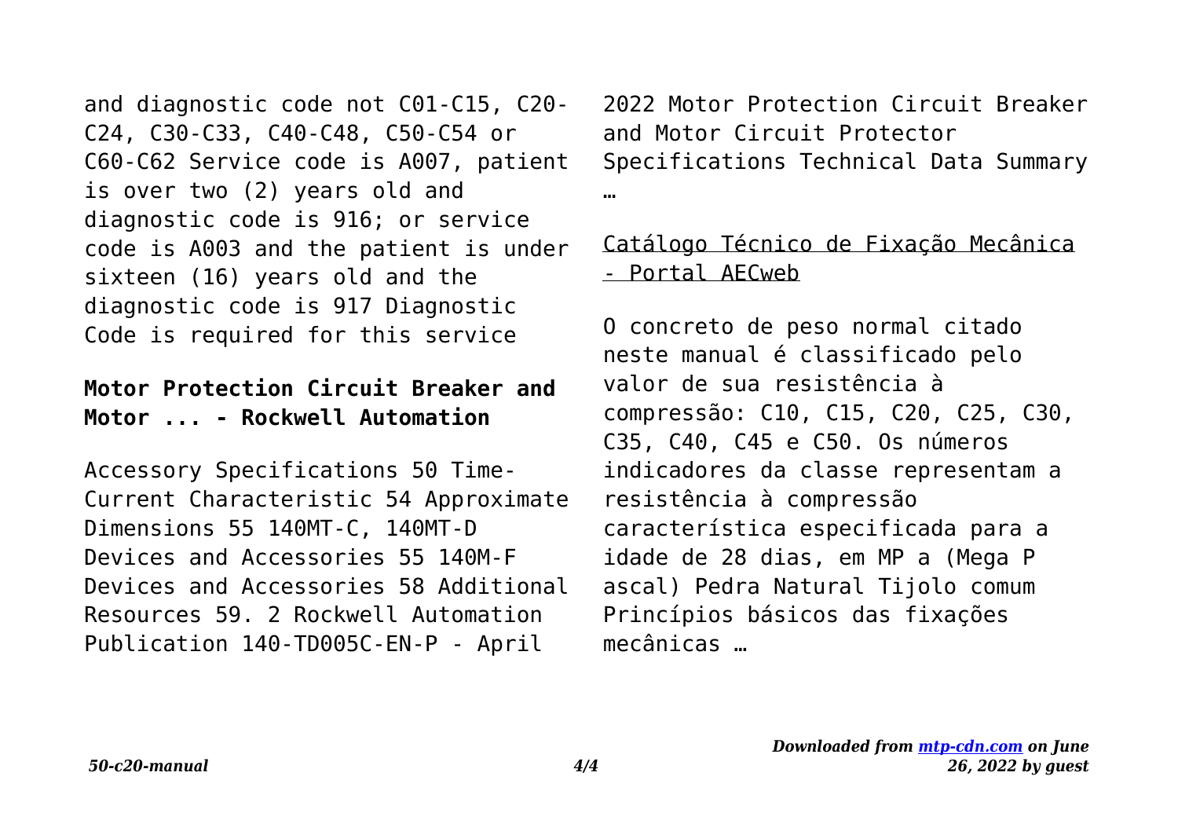and diagnostic code not C01-C15, C20-C24, C30-C33, C40-C48, C50-C54 or C60-C62 Service code is A007, patient is over two (2) years old and diagnostic code is 916; or service code is A003 and the patient is under sixteen (16) years old and the diagnostic code is 917 Diagnostic Code is required for this service

**Motor Protection Circuit Breaker and Motor ... - Rockwell Automation**

Accessory Specifications 50 Time-Current Characteristic 54 Approximate Dimensions 55 140MT-C, 140MT-D Devices and Accessories 55 140M-F Devices and Accessories 58 Additional Resources 59. 2 Rockwell Automation Publication 140-TD005C-EN-P - April 2022 Motor Protection Circuit Breaker and Motor Circuit Protector Specifications Technical Data Summary …

Catálogo Técnico de Fixação Mecânica - Portal AECweb

O concreto de peso normal citado neste manual é classificado pelo valor de sua resistência à compressão: C10, C15, C20, C25, C30, C35, C40, C45 e C50. Os números indicadores da classe representam a resistência à compressão característica especificada para a idade de 28 dias, em MP a (Mega P ascal) Pedra Natural Tijolo comum Princípios básicos das fixações mecânicas …